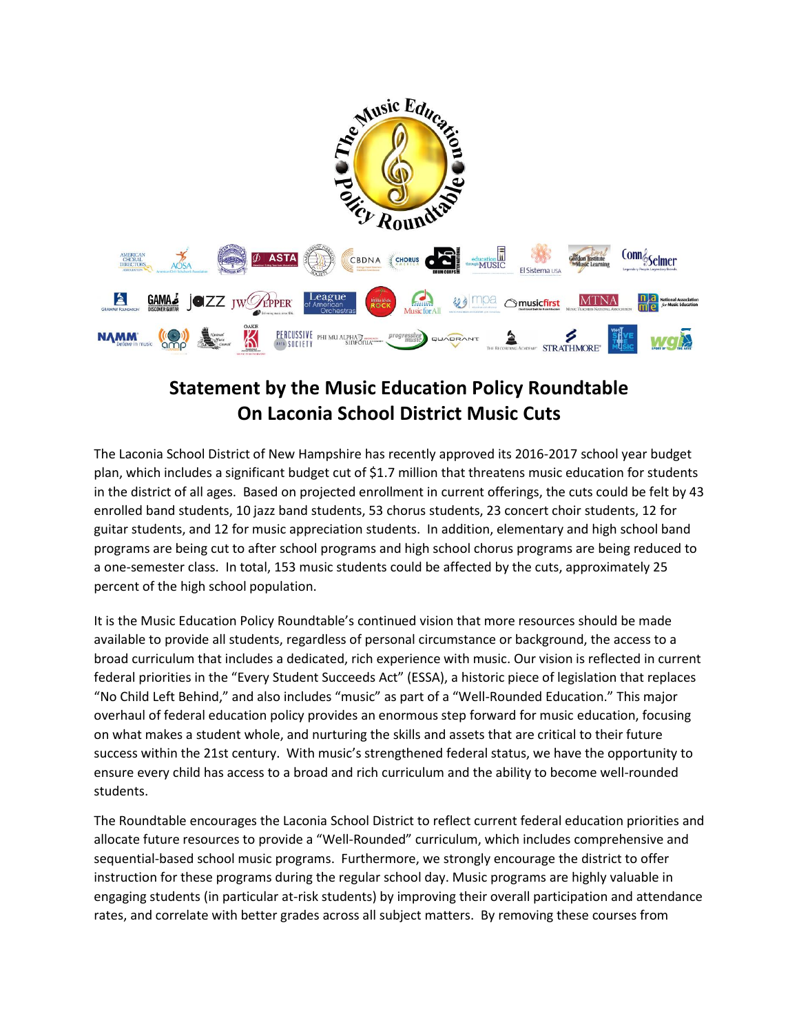# Statement by the Music Education Policy Roundtable On Laconia School District Music Cuts

The Laconia School District of New Hampshire has recently approved its 2016-2017 school year budget plan, which includes a significant budget cut of $1.7 million that threatens music education for students in the district of all ages. Based on projected enrollment in current offerings, the cuts could be felt by 43 enrolled band students, 10 jazz band students, 53 chorus students, 23 concert choir students, 12 for guitar students, and 12 for music appreciation students. In addition, elementary and high school band programs are being cut to after school programs and high school chorus programs are being reduced to a one-semester class. In total, 153 music students could be affected by the cuts, approximately 25 percent of the high school population.

It is the Music Education Policy Roundtable's continued vision that more resources should be made available to provide all students, regardless of personal circumstance or background, the access to a broad curriculum that includes a dedicated, rich experience with music. Our vision is reflected in current federal priorities in the "Every Student Succeeds Act" (ESSA), a historic piece of legislation that replaces "No Child Left Behind," and also includes "music" as part of a "Well-Rounded Education." This major overhaul of federal education policy provides an enormous step forward for music education, focusing on what makes a student whole, and nurturing the skills and assets that are critical to their future success within the 21st century. With music's strengthened federal status, we have the opportunity to ensure every child has access to a broad and rich curriculum and the ability to become well-rounded students.

The Roundtable encourages the Laconia School District to reflect current federal education priorities and allocate future resources to provide a "Well-Rounded" curriculum, which includes comprehensive and sequential-based school music programs. Furthermore, we strongly encourage the district to offer instruction for these programs during the regular school day. Music programs are highly valuable in engaging students (in particular at-risk students) by improving their overall participation and attendance rates, and correlate with better grades across all subject matters. By removing these courses from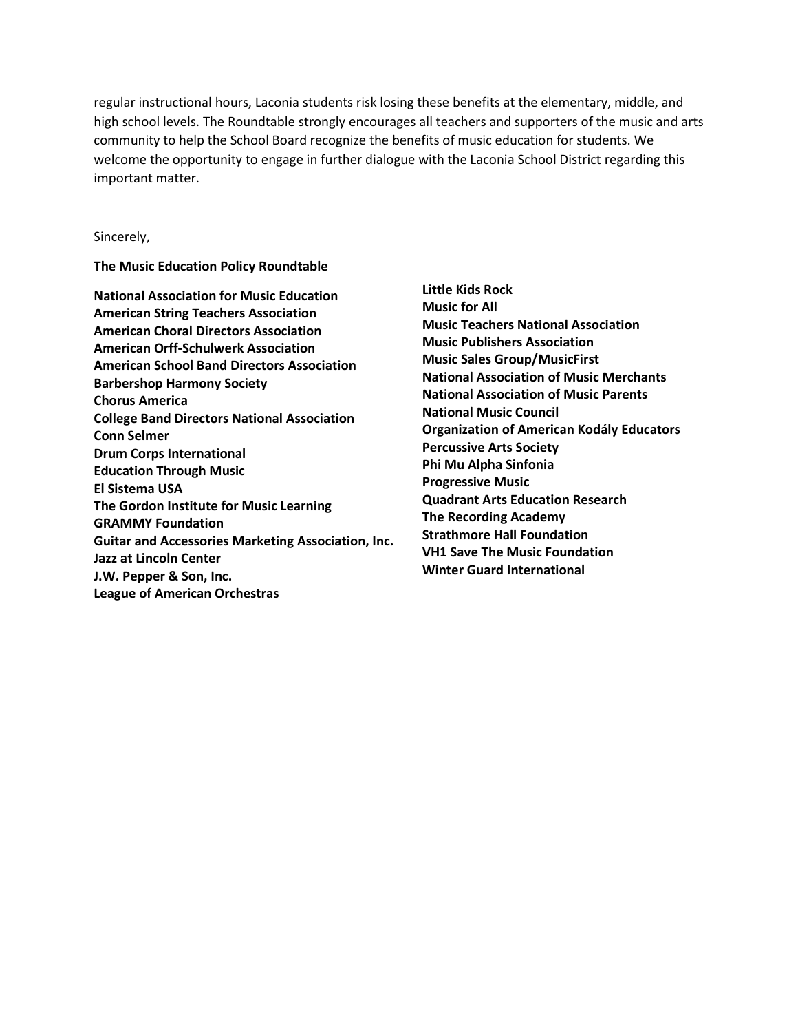regular instructional hours, Laconia students risk losing these benefits at the elementary, middle, and high school levels. The Roundtable strongly encourages all teachers and supporters of the music and arts community to help the School Board recognize the benefits of music education for students. We welcome the opportunity to engage in further dialogue with the Laconia School District regarding this important matter.

Sincerely,

**The Music Education Policy Roundtable**

**National Association for Music Education**
**American String Teachers Association**
**American Choral Directors Association**
**American Orff-Schulwerk Association**
**American School Band Directors Association**
**Barbershop Harmony Society**
**Chorus America**
**College Band Directors National Association**
**Conn Selmer**
**Drum Corps International**
**Education Through Music**
**El Sistema USA**
**The Gordon Institute for Music Learning**
**GRAMMY Foundation**
**Guitar and Accessories Marketing Association, Inc.**
**Jazz at Lincoln Center**
**J.W. Pepper & Son, Inc.**
**League of American Orchestras**
**Little Kids Rock**
**Music for All**
**Music Teachers National Association**
**Music Publishers Association**
**Music Sales Group/MusicFirst**
**National Association of Music Merchants**
**National Association of Music Parents**
**National Music Council**
**Organization of American Kodály Educators**
**Percussive Arts Society**
**Phi Mu Alpha Sinfonia**
**Progressive Music**
**Quadrant Arts Education Research**
**The Recording Academy**
**Strathmore Hall Foundation**
**VH1 Save The Music Foundation**
**Winter Guard International**